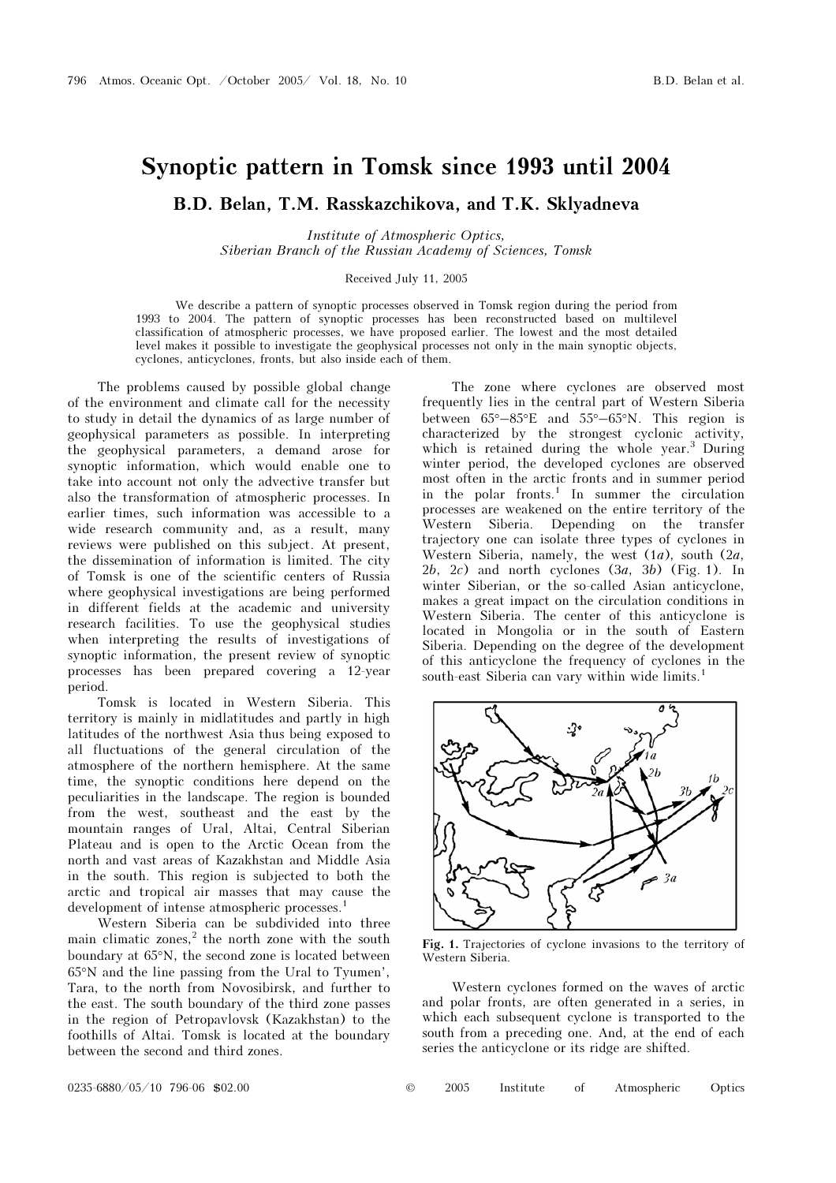# Synoptic pattern in Tomsk since 1993 until 2004

**B.D. Belan, T.M. Rasskazchikova, and T.K. Sklyadneva**

*Institute of Atmospheric Optics,*
*Siberian Branch of the Russian Academy of Sciences, Tomsk*

Received July 11, 2005

We describe a pattern of synoptic processes observed in Tomsk region during the period from 1993 to 2004. The pattern of synoptic processes has been reconstructed based on multilevel classification of atmospheric processes, we have proposed earlier. The lowest and the most detailed level makes it possible to investigate the geophysical processes not only in the main synoptic objects, cyclones, anticyclones, fronts, but also inside each of them.

The problems caused by possible global change of the environment and climate call for the necessity to study in detail the dynamics of as large number of geophysical parameters as possible. In interpreting the geophysical parameters, a demand arose for synoptic information, which would enable one to take into account not only the advective transfer but also the transformation of atmospheric processes. In earlier times, such information was accessible to a wide research community and, as a result, many reviews were published on this subject. At present, the dissemination of information is limited. The city of Tomsk is one of the scientific centers of Russia where geophysical investigations are being performed in different fields at the academic and university research facilities. To use the geophysical studies when interpreting the results of investigations of synoptic information, the present review of synoptic processes has been prepared covering a 12-year period.

Tomsk is located in Western Siberia. This territory is mainly in midlatitudes and partly in high latitudes of the northwest Asia thus being exposed to all fluctuations of the general circulation of the atmosphere of the northern hemisphere. At the same time, the synoptic conditions here depend on the peculiarities in the landscape. The region is bounded from the west, southeast and the east by the mountain ranges of Ural, Altai, Central Siberian Plateau and is open to the Arctic Ocean from the north and vast areas of Kazakhstan and Middle Asia in the south. This region is subjected to both the arctic and tropical air masses that may cause the development of intense atmospheric processes.[1]

Western Siberia can be subdivided into three main climatic zones,[2] the north zone with the south boundary at 65°N, the second zone is located between 65°N and the line passing from the Ural to Tyumen', Tara, to the north from Novosibirsk, and further to the east. The south boundary of the third zone passes in the region of Petropavlovsk (Kazakhstan) to the foothills of Altai. Tomsk is located at the boundary between the second and third zones.

The zone where cyclones are observed most frequently lies in the central part of Western Siberia between 65°–85°E and 55°–65°N. This region is characterized by the strongest cyclonic activity, which is retained during the whole year.[3] During winter period, the developed cyclones are observed most often in the arctic fronts and in summer period in the polar fronts.[1] In summer the circulation processes are weakened on the entire territory of the Western Siberia. Depending on the transfer trajectory one can isolate three types of cyclones in Western Siberia, namely, the west (*1a*), south (*2a*, *2b*, *2c*) and north cyclones (*3a*, *3b*) (Fig. 1). In winter Siberian, or the so-called Asian anticyclone, makes a great impact on the circulation conditions in Western Siberia. The center of this anticyclone is located in Mongolia or in the south of Eastern Siberia. Depending on the degree of the development of this anticyclone the frequency of cyclones in the south-east Siberia can vary within wide limits.[1]

1a
2b
1b
2a
3b
2c
3a

**Fig. 1.** Trajectories of cyclone invasions to the territory of Western Siberia.

Western cyclones formed on the waves of arctic and polar fronts, are often generated in a series, in which each subsequent cyclone is transported to the south from a preceding one. And, at the end of each series the anticyclone or its ridge are shifted.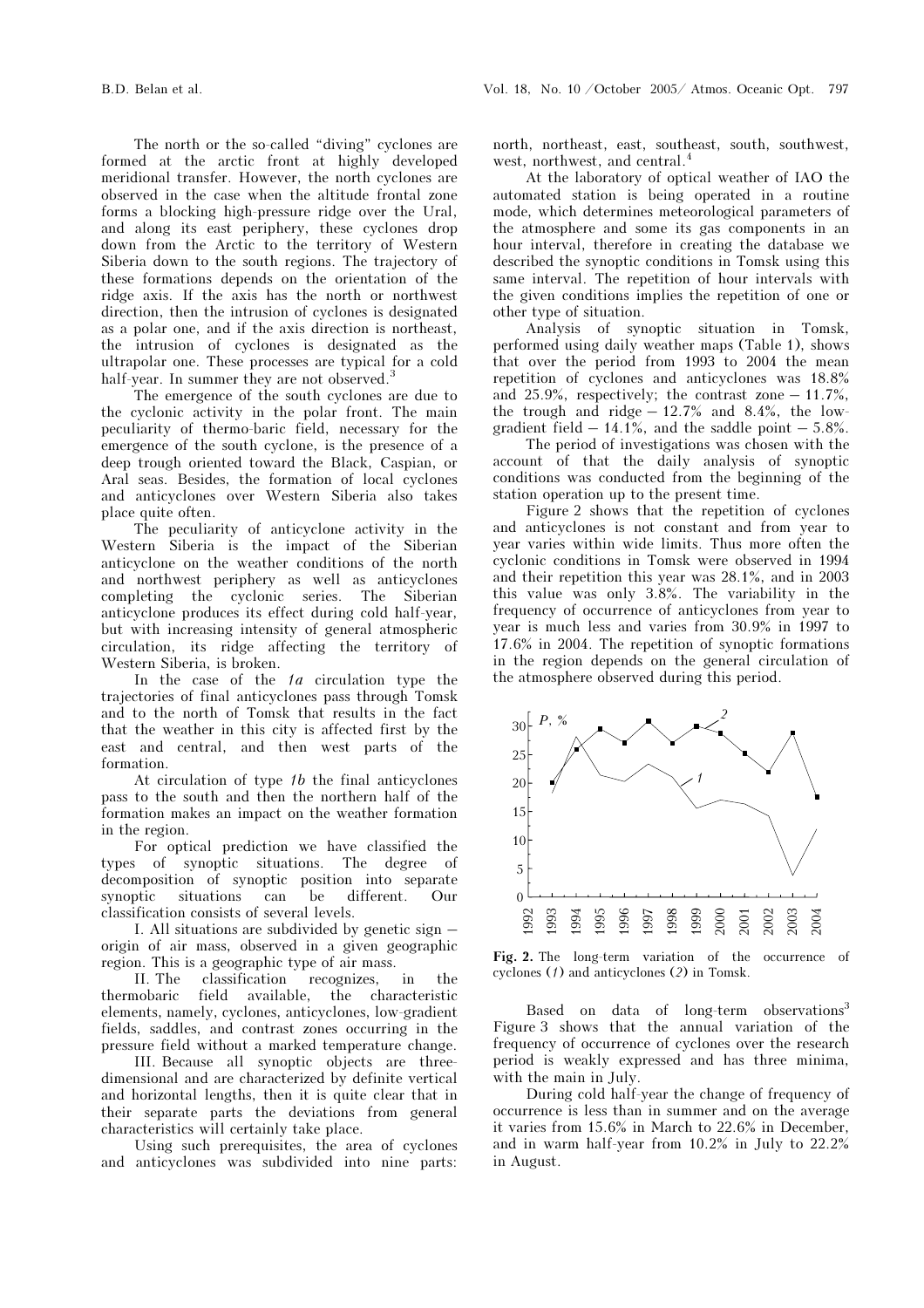The north or the so-called "diving" cyclones are formed at the arctic front at highly developed meridional transfer. However, the north cyclones are observed in the case when the altitude frontal zone forms a blocking high-pressure ridge over the Ural, and along its east periphery, these cyclones drop down from the Arctic to the territory of Western Siberia down to the south regions. The trajectory of these formations depends on the orientation of the ridge axis. If the axis has the north or northwest direction, then the intrusion of cyclones is designated as a polar one, and if the axis direction is northeast, the intrusion of cyclones is designated as the ultrapolar one. These processes are typical for a cold half-year. In summer they are not observed.[3]

The emergence of the south cyclones are due to the cyclonic activity in the polar front. The main peculiarity of thermo-baric field, necessary for the emergence of the south cyclone, is the presence of a deep trough oriented toward the Black, Caspian, or Aral seas. Besides, the formation of local cyclones and anticyclones over Western Siberia also takes place quite often.

The peculiarity of anticyclone activity in the Western Siberia is the impact of the Siberian anticyclone on the weather conditions of the north and northwest periphery as well as anticyclones completing the cyclonic series. The Siberian anticyclone produces its effect during cold half-year, but with increasing intensity of general atmospheric circulation, its ridge affecting the territory of Western Siberia, is broken.

In the case of the *1a* circulation type the trajectories of final anticyclones pass through Tomsk and to the north of Tomsk that results in the fact that the weather in this city is affected first by the east and central, and then west parts of the formation.

At circulation of type *1b* the final anticyclones pass to the south and then the northern half of the formation makes an impact on the weather formation in the region.

For optical prediction we have classified the types of synoptic situations. The degree of decomposition of synoptic position into separate synoptic situations can be different. Our classification consists of several levels.

I. All situations are subdivided by genetic sign – origin of air mass, observed in a given geographic region. This is a geographic type of air mass.

II. The classification recognizes, in the thermobaric field available, the characteristic elements, namely, cyclones, anticyclones, low-gradient fields, saddles, and contrast zones occurring in the pressure field without a marked temperature change.

III. Because all synoptic objects are three-dimensional and are characterized by definite vertical and horizontal lengths, then it is quite clear that in their separate parts the deviations from general characteristics will certainly take place.

Using such prerequisites, the area of cyclones and anticyclones was subdivided into nine parts: north, northeast, east, southeast, south, southwest, west, northwest, and central.[4]

At the laboratory of optical weather of IAO the automated station is being operated in a routine mode, which determines meteorological parameters of the atmosphere and some its gas components in an hour interval, therefore in creating the database we described the synoptic conditions in Tomsk using this same interval. The repetition of hour intervals with the given conditions implies the repetition of one or other type of situation.

Analysis of synoptic situation in Tomsk, performed using daily weather maps (Table 1), shows that over the period from 1993 to 2004 the mean repetition of cyclones and anticyclones was 18.8% and 25.9%, respectively; the contrast zone – 11.7%, the trough and ridge – 12.7% and 8.4%, the low-gradient field – 14.1%, and the saddle point – 5.8%.

The period of investigations was chosen with the account of that the daily analysis of synoptic conditions was conducted from the beginning of the station operation up to the present time.

Figure 2 shows that the repetition of cyclones and anticyclones is not constant and from year to year varies within wide limits. Thus more often the cyclonic conditions in Tomsk were observed in 1994 and their repetition this year was 28.1%, and in 2003 this value was only 3.8%. The variability in the frequency of occurrence of anticyclones from year to year is much less and varies from 30.9% in 1997 to 17.6% in 2004. The repetition of synoptic formations in the region depends on the general circulation of the atmosphere observed during this period.

P, %
30
25
20
15
10
5
0
1992 1993 1994 1995 1996 1997 1998 1999 2000 2001 2002 2003 2004
1
2

**Fig. 2.** The long-term variation of the occurrence of cyclones (*1*) and anticyclones (*2*) in Tomsk.

Based on data of long-term observations[3] Figure 3 shows that the annual variation of the frequency of occurrence of cyclones over the research period is weakly expressed and has three minima, with the main in July.

During cold half-year the change of frequency of occurrence is less than in summer and on the average it varies from 15.6% in March to 22.6% in December, and in warm half-year from 10.2% in July to 22.2% in August.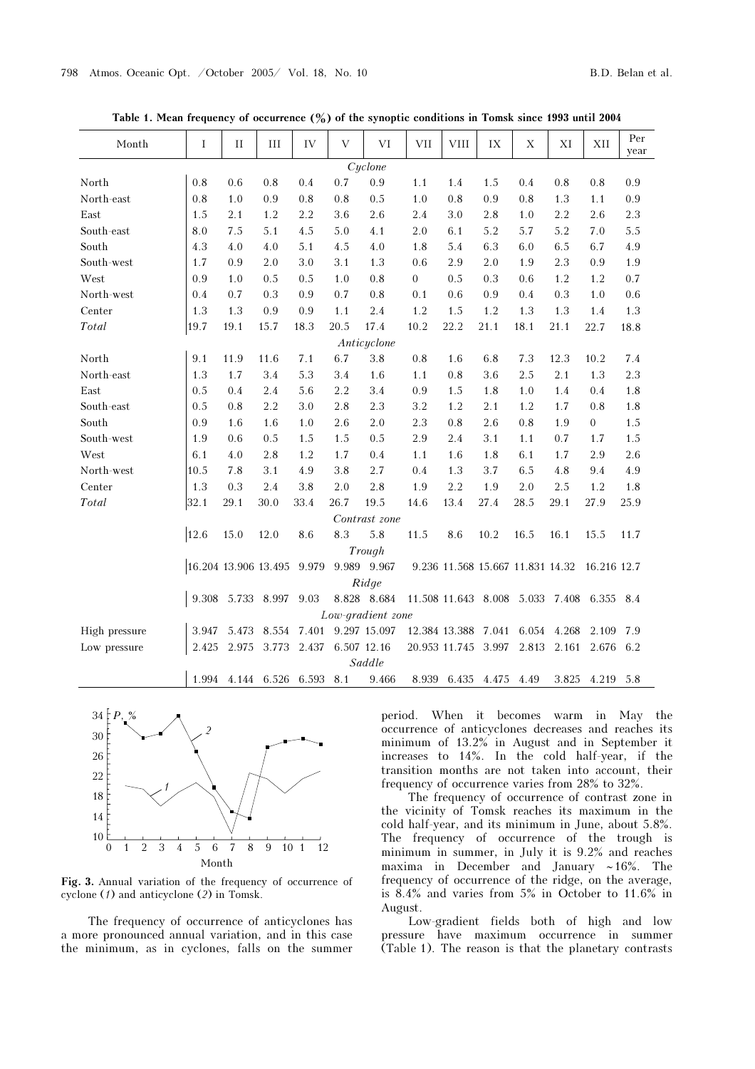**Table 1. Mean frequency of occurrence (%) of the synoptic conditions in Tomsk since 1993 until 2004**

| Month | I | II | III | IV | V | VI | VII | VIII | IX | X | XI | XII | Per year |
|---|---|---|---|---|---|---|---|---|---|---|---|---|---|
| | | | | | | *Cyclone* | | | | | | | |
| North | 0.8 | 0.6 | 0.8 | 0.4 | 0.7 | 0.9 | 1.1 | 1.4 | 1.5 | 0.4 | 0.8 | 0.8 | 0.9 |
| North-east | 0.8 | 1.0 | 0.9 | 0.8 | 0.8 | 0.5 | 1.0 | 0.8 | 0.9 | 0.8 | 1.3 | 1.1 | 0.9 |
| East | 1.5 | 2.1 | 1.2 | 2.2 | 3.6 | 2.6 | 2.4 | 3.0 | 2.8 | 1.0 | 2.2 | 2.6 | 2.3 |
| South-east | 8.0 | 7.5 | 5.1 | 4.5 | 5.0 | 4.1 | 2.0 | 6.1 | 5.2 | 5.7 | 5.2 | 7.0 | 5.5 |
| South | 4.3 | 4.0 | 4.0 | 5.1 | 4.5 | 4.0 | 1.8 | 5.4 | 6.3 | 6.0 | 6.5 | 6.7 | 4.9 |
| South-west | 1.7 | 0.9 | 2.0 | 3.0 | 3.1 | 1.3 | 0.6 | 2.9 | 2.0 | 1.9 | 2.3 | 0.9 | 1.9 |
| West | 0.9 | 1.0 | 0.5 | 0.5 | 1.0 | 0.8 | 0 | 0.5 | 0.3 | 0.6 | 1.2 | 1.2 | 0.7 |
| North-west | 0.4 | 0.7 | 0.3 | 0.9 | 0.7 | 0.8 | 0.1 | 0.6 | 0.9 | 0.4 | 0.3 | 1.0 | 0.6 |
| Center | 1.3 | 1.3 | 0.9 | 0.9 | 1.1 | 2.4 | 1.2 | 1.5 | 1.2 | 1.3 | 1.3 | 1.4 | 1.3 |
| *Total* | 19.7 | 19.1 | 15.7 | 18.3 | 20.5 | 17.4 | 10.2 | 22.2 | 21.1 | 18.1 | 21.1 | 22.7 | 18.8 |
| | | | | | | *Anticyclone* | | | | | | | |
| North | 9.1 | 11.9 | 11.6 | 7.1 | 6.7 | 3.8 | 0.8 | 1.6 | 6.8 | 7.3 | 12.3 | 10.2 | 7.4 |
| North-east | 1.3 | 1.7 | 3.4 | 5.3 | 3.4 | 1.6 | 1.1 | 0.8 | 3.6 | 2.5 | 2.1 | 1.3 | 2.3 |
| East | 0.5 | 0.4 | 2.4 | 5.6 | 2.2 | 3.4 | 0.9 | 1.5 | 1.8 | 1.0 | 1.4 | 0.4 | 1.8 |
| South-east | 0.5 | 0.8 | 2.2 | 3.0 | 2.8 | 2.3 | 3.2 | 1.2 | 2.1 | 1.2 | 1.7 | 0.8 | 1.8 |
| South | 0.9 | 1.6 | 1.6 | 1.0 | 2.6 | 2.0 | 2.3 | 0.8 | 2.6 | 0.8 | 1.9 | 0 | 1.5 |
| South-west | 1.9 | 0.6 | 0.5 | 1.5 | 1.5 | 0.5 | 2.9 | 2.4 | 3.1 | 1.1 | 0.7 | 1.7 | 1.5 |
| West | 6.1 | 4.0 | 2.8 | 1.2 | 1.7 | 0.4 | 1.1 | 1.6 | 1.8 | 6.1 | 1.7 | 2.9 | 2.6 |
| North-west | 10.5 | 7.8 | 3.1 | 4.9 | 3.8 | 2.7 | 0.4 | 1.3 | 3.7 | 6.5 | 4.8 | 9.4 | 4.9 |
| Center | 1.3 | 0.3 | 2.4 | 3.8 | 2.0 | 2.8 | 1.9 | 2.2 | 1.9 | 2.0 | 2.5 | 1.2 | 1.8 |
| *Total* | 32.1 | 29.1 | 30.0 | 33.4 | 26.7 | 19.5 | 14.6 | 13.4 | 27.4 | 28.5 | 29.1 | 27.9 | 25.9 |
| | | | | | | *Contrast zone* | | | | | | | |
| | 12.6 | 15.0 | 12.0 | 8.6 | 8.3 | 5.8 | 11.5 | 8.6 | 10.2 | 16.5 | 16.1 | 15.5 | 11.7 |
| | | | | | | *Trough* | | | | | | | |
| | 16.204 | 13.906 | 13.495 | 9.979 | 9.989 | 9.967 | 9.236 | 11.568 | 15.667 | 11.831 | 14.32 | 16.216 | 12.7 |
| | | | | | | *Ridge* | | | | | | | |
| | 9.308 | 5.733 | 8.997 | 9.03 | 8.828 | 8.684 | 11.508 | 11.643 | 8.008 | 5.033 | 7.408 | 6.355 | 8.4 |
| | | | | | | *Low-gradient zone* | | | | | | | |
| High pressure | 3.947 | 5.473 | 8.554 | 7.401 | 9.297 | 15.097 | 12.384 | 13.388 | 7.041 | 6.054 | 4.268 | 2.109 | 7.9 |
| Low pressure | 2.425 | 2.975 | 3.773 | 2.437 | 6.507 | 12.16 | 20.953 | 11.745 | 3.997 | 2.813 | 2.161 | 2.676 | 6.2 |
| | | | | | | *Saddle* | | | | | | | |
| | 1.994 | 4.144 | 6.526 | 6.593 | 8.1 | 9.466 | 8.939 | 6.435 | 4.475 | 4.49 | 3.825 | 4.219 | 5.8 |

P, %

34 30 26 22 18 14 10

1

2

0 1 2 3 4 5 6 7 8 9 10 1 12

Month

**Fig. 3.** Annual variation of the frequency of occurrence of cyclone (*1*) and anticyclone (*2*) in Tomsk.

The frequency of occurrence of anticyclones has a more pronounced annual variation, and in this case the minimum, as in cyclones, falls on the summer period. When it becomes warm in May the occurrence of anticyclones decreases and reaches its minimum of 13.2% in August and in September it increases to 14%. In the cold half-year, if the transition months are not taken into account, their frequency of occurrence varies from 28% to 32%.

The frequency of occurrence of contrast zone in the vicinity of Tomsk reaches its maximum in the cold half-year, and its minimum in June, about 5.8%. The frequency of occurrence of the trough is minimum in summer, in July it is 9.2% and reaches maxima in December and January ~16%. The frequency of occurrence of the ridge, on the average, is 8.4% and varies from 5% in October to 11.6% in August.

Low-gradient fields both of high and low pressure have maximum occurrence in summer (Table 1). The reason is that the planetary contrasts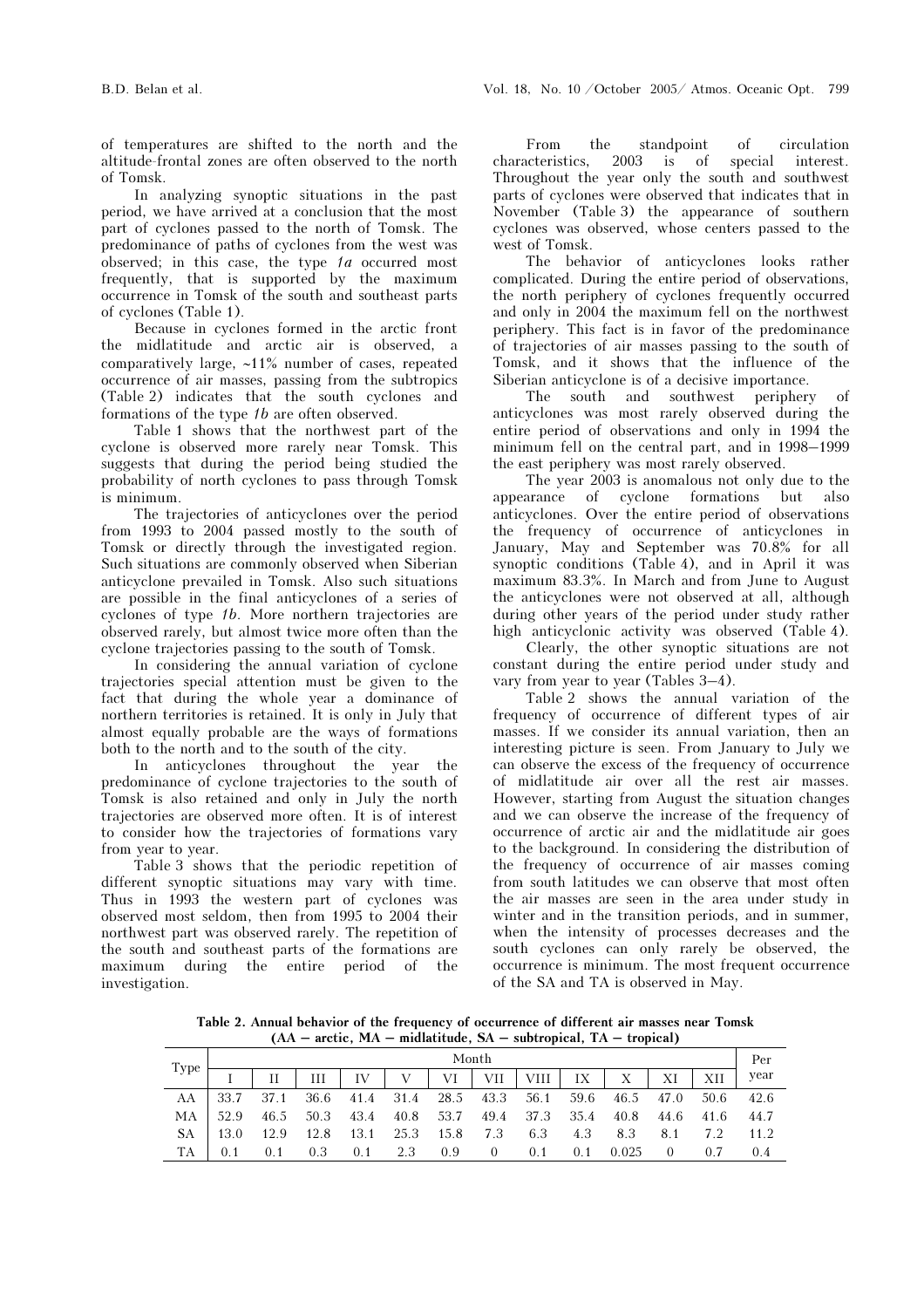of temperatures are shifted to the north and the altitude-frontal zones are often observed to the north of Tomsk.

In analyzing synoptic situations in the past period, we have arrived at a conclusion that the most part of cyclones passed to the north of Tomsk. The predominance of paths of cyclones from the west was observed; in this case, the type *1a* occurred most frequently, that is supported by the maximum occurrence in Tomsk of the south and southeast parts of cyclones (Table 1).

Because in cyclones formed in the arctic front the midlatitude and arctic air is observed, a comparatively large, ~11% number of cases, repeated occurrence of air masses, passing from the subtropics (Table 2) indicates that the south cyclones and formations of the type *1b* are often observed.

Table 1 shows that the northwest part of the cyclone is observed more rarely near Tomsk. This suggests that during the period being studied the probability of north cyclones to pass through Tomsk is minimum.

The trajectories of anticyclones over the period from 1993 to 2004 passed mostly to the south of Tomsk or directly through the investigated region. Such situations are commonly observed when Siberian anticyclone prevailed in Tomsk. Also such situations are possible in the final anticyclones of a series of cyclones of type *1b*. More northern trajectories are observed rarely, but almost twice more often than the cyclone trajectories passing to the south of Tomsk.

In considering the annual variation of cyclone trajectories special attention must be given to the fact that during the whole year a dominance of northern territories is retained. It is only in July that almost equally probable are the ways of formations both to the north and to the south of the city.

In anticyclones throughout the year the predominance of cyclone trajectories to the south of Tomsk is also retained and only in July the north trajectories are observed more often. It is of interest to consider how the trajectories of formations vary from year to year.

Table 3 shows that the periodic repetition of different synoptic situations may vary with time. Thus in 1993 the western part of cyclones was observed most seldom, then from 1995 to 2004 their northwest part was observed rarely. The repetition of the south and southeast parts of the formations are maximum during the entire period of the investigation.

From the standpoint of circulation characteristics, 2003 is of special interest. Throughout the year only the south and southwest parts of cyclones were observed that indicates that in November (Table 3) the appearance of southern cyclones was observed, whose centers passed to the west of Tomsk.

The behavior of anticyclones looks rather complicated. During the entire period of observations, the north periphery of cyclones frequently occurred and only in 2004 the maximum fell on the northwest periphery. This fact is in favor of the predominance of trajectories of air masses passing to the south of Tomsk, and it shows that the influence of the Siberian anticyclone is of a decisive importance.

The south and southwest periphery of anticyclones was most rarely observed during the entire period of observations and only in 1994 the minimum fell on the central part, and in 1998–1999 the east periphery was most rarely observed.

The year 2003 is anomalous not only due to the appearance of cyclone formations but also anticyclones. Over the entire period of observations the frequency of occurrence of anticyclones in January, May and September was 70.8% for all synoptic conditions (Table 4), and in April it was maximum 83.3%. In March and from June to August the anticyclones were not observed at all, although during other years of the period under study rather high anticyclonic activity was observed (Table 4).

Clearly, the other synoptic situations are not constant during the entire period under study and vary from year to year (Tables 3–4).

Table 2 shows the annual variation of the frequency of occurrence of different types of air masses. If we consider its annual variation, then an interesting picture is seen. From January to July we can observe the excess of the frequency of occurrence of midlatitude air over all the rest air masses. However, starting from August the situation changes and we can observe the increase of the frequency of occurrence of arctic air and the midlatitude air goes to the background. In considering the distribution of the frequency of occurrence of air masses coming from south latitudes we can observe that most often the air masses are seen in the area under study in winter and in the transition periods, and in summer, when the intensity of processes decreases and the south cyclones can only rarely be observed, the occurrence is minimum. The most frequent occurrence of the SA and TA is observed in May.

**Table 2. Annual behavior of the frequency of occurrence of different air masses near Tomsk (AA – arctic, MA – midlatitude, SA – subtropical, TA – tropical)**

| Type | Month | | | | | | | | | | | | Per year |
|---|---|---|---|---|---|---|---|---|---|---|---|---|---|
| | I | II | III | IV | V | VI | VII | VIII | IX | X | XI | XII | |
| AA | 33.7 | 37.1 | 36.6 | 41.4 | 31.4 | 28.5 | 43.3 | 56.1 | 59.6 | 46.5 | 47.0 | 50.6 | 42.6 |
| MA | 52.9 | 46.5 | 50.3 | 43.4 | 40.8 | 53.7 | 49.4 | 37.3 | 35.4 | 40.8 | 44.6 | 41.6 | 44.7 |
| SA | 13.0 | 12.9 | 12.8 | 13.1 | 25.3 | 15.8 | 7.3 | 6.3 | 4.3 | 8.3 | 8.1 | 7.2 | 11.2 |
| TA | 0.1 | 0.1 | 0.3 | 0.1 | 2.3 | 0.9 | 0 | 0.1 | 0.1 | 0.025 | 0 | 0.7 | 0.4 |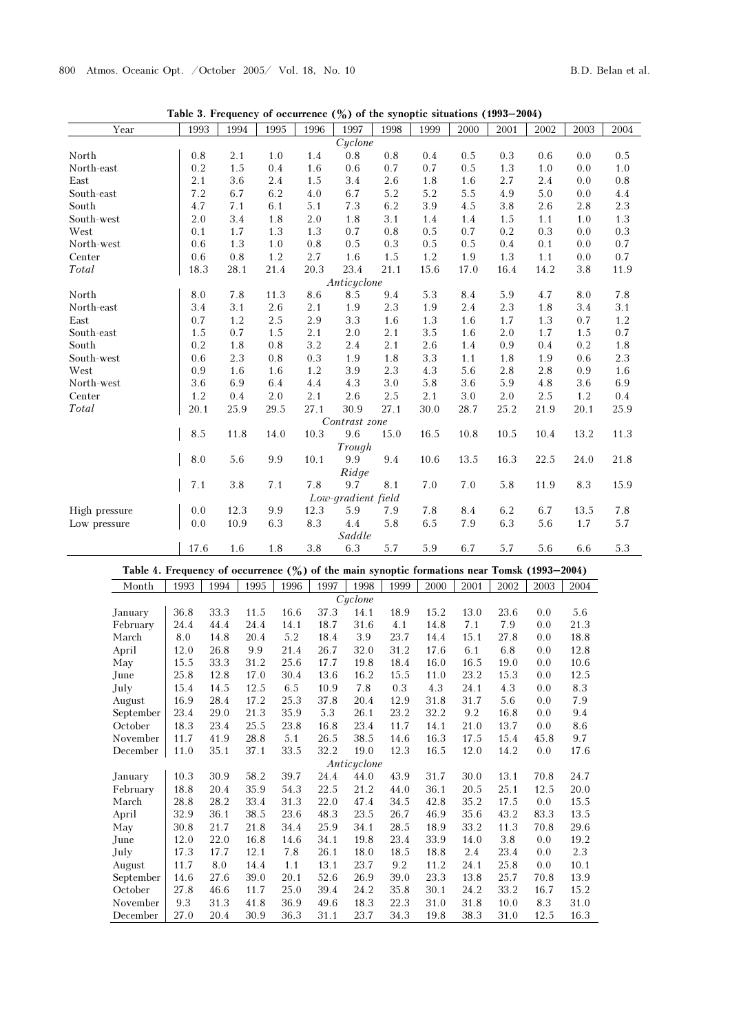**Table 3. Frequency of occurrence (%) of the synoptic situations (1993–2004)**

| Year | 1993 | 1994 | 1995 | 1996 | 1997 | 1998 | 1999 | 2000 | 2001 | 2002 | 2003 | 2004 |
|---|---|---|---|---|---|---|---|---|---|---|---|---|
| | | | | | *Cyclone* | | | | | | | |
| North | 0.8 | 2.1 | 1.0 | 1.4 | 0.8 | 0.8 | 0.4 | 0.5 | 0.3 | 0.6 | 0.0 | 0.5 |
| North-east | 0.2 | 1.5 | 0.4 | 1.6 | 0.6 | 0.7 | 0.7 | 0.5 | 1.3 | 1.0 | 0.0 | 1.0 |
| East | 2.1 | 3.6 | 2.4 | 1.5 | 3.4 | 2.6 | 1.8 | 1.6 | 2.7 | 2.4 | 0.0 | 0.8 |
| South-east | 7.2 | 6.7 | 6.2 | 4.0 | 6.7 | 5.2 | 5.2 | 5.5 | 4.9 | 5.0 | 0.0 | 4.4 |
| South | 4.7 | 7.1 | 6.1 | 5.1 | 7.3 | 6.2 | 3.9 | 4.5 | 3.8 | 2.6 | 2.8 | 2.3 |
| South-west | 2.0 | 3.4 | 1.8 | 2.0 | 1.8 | 3.1 | 1.4 | 1.4 | 1.5 | 1.1 | 1.0 | 1.3 |
| West | 0.1 | 1.7 | 1.3 | 1.3 | 0.7 | 0.8 | 0.5 | 0.7 | 0.2 | 0.3 | 0.0 | 0.3 |
| North-west | 0.6 | 1.3 | 1.0 | 0.8 | 0.5 | 0.3 | 0.5 | 0.5 | 0.4 | 0.1 | 0.0 | 0.7 |
| Center | 0.6 | 0.8 | 1.2 | 2.7 | 1.6 | 1.5 | 1.2 | 1.9 | 1.3 | 1.1 | 0.0 | 0.7 |
| *Total* | 18.3 | 28.1 | 21.4 | 20.3 | 23.4 | 21.1 | 15.6 | 17.0 | 16.4 | 14.2 | 3.8 | 11.9 |
| | | | | | *Anticyclone* | | | | | | | |
| North | 8.0 | 7.8 | 11.3 | 8.6 | 8.5 | 9.4 | 5.3 | 8.4 | 5.9 | 4.7 | 8.0 | 7.8 |
| North-east | 3.4 | 3.1 | 2.6 | 2.1 | 1.9 | 2.3 | 1.9 | 2.4 | 2.3 | 1.8 | 3.4 | 3.1 |
| East | 0.7 | 1.2 | 2.5 | 2.9 | 3.3 | 1.6 | 1.3 | 1.6 | 1.7 | 1.3 | 0.7 | 1.2 |
| South-east | 1.5 | 0.7 | 1.5 | 2.1 | 2.0 | 2.1 | 3.5 | 1.6 | 2.0 | 1.7 | 1.5 | 0.7 |
| South | 0.2 | 1.8 | 0.8 | 3.2 | 2.4 | 2.1 | 2.6 | 1.4 | 0.9 | 0.4 | 0.2 | 1.8 |
| South-west | 0.6 | 2.3 | 0.8 | 0.3 | 1.9 | 1.8 | 3.3 | 1.1 | 1.8 | 1.9 | 0.6 | 2.3 |
| West | 0.9 | 1.6 | 1.6 | 1.2 | 3.9 | 2.3 | 4.3 | 5.6 | 2.8 | 2.8 | 0.9 | 1.6 |
| North-west | 3.6 | 6.9 | 6.4 | 4.4 | 4.3 | 3.0 | 5.8 | 3.6 | 5.9 | 4.8 | 3.6 | 6.9 |
| Center | 1.2 | 0.4 | 2.0 | 2.1 | 2.6 | 2.5 | 2.1 | 3.0 | 2.0 | 2.5 | 1.2 | 0.4 |
| *Total* | 20.1 | 25.9 | 29.5 | 27.1 | 30.9 | 27.1 | 30.0 | 28.7 | 25.2 | 21.9 | 20.1 | 25.9 |
| | | | | | *Contrast zone* | | | | | | | |
| | 8.5 | 11.8 | 14.0 | 10.3 | 9.6 | 15.0 | 16.5 | 10.8 | 10.5 | 10.4 | 13.2 | 11.3 |
| | | | | | *Trough* | | | | | | | |
| | 8.0 | 5.6 | 9.9 | 10.1 | 9.9 | 9.4 | 10.6 | 13.5 | 16.3 | 22.5 | 24.0 | 21.8 |
| | | | | | *Ridge* | | | | | | | |
| | 7.1 | 3.8 | 7.1 | 7.8 | 9.7 | 8.1 | 7.0 | 7.0 | 5.8 | 11.9 | 8.3 | 15.9 |
| | | | | | *Low-gradient field* | | | | | | | |
| High pressure | 0.0 | 12.3 | 9.9 | 12.3 | 5.9 | 7.9 | 7.8 | 8.4 | 6.2 | 6.7 | 13.5 | 7.8 |
| Low pressure | 0.0 | 10.9 | 6.3 | 8.3 | 4.4 | 5.8 | 6.5 | 7.9 | 6.3 | 5.6 | 1.7 | 5.7 |
| | | | | | *Saddle* | | | | | | | |
| | 17.6 | 1.6 | 1.8 | 3.8 | 6.3 | 5.7 | 5.9 | 6.7 | 5.7 | 5.6 | 6.6 | 5.3 |

**Table 4. Frequency of occurrence (%) of the main synoptic formations near Tomsk (1993–2004)**

| Month | 1993 | 1994 | 1995 | 1996 | 1997 | 1998 | 1999 | 2000 | 2001 | 2002 | 2003 | 2004 |
|---|---|---|---|---|---|---|---|---|---|---|---|---|
| | | | | | | *Cyclone* | | | | | | |
| January | 36.8 | 33.3 | 11.5 | 16.6 | 37.3 | 14.1 | 18.9 | 15.2 | 13.0 | 23.6 | 0.0 | 5.6 |
| February | 24.4 | 44.4 | 24.4 | 14.1 | 18.7 | 31.6 | 4.1 | 14.8 | 7.1 | 7.9 | 0.0 | 21.3 |
| March | 8.0 | 14.8 | 20.4 | 5.2 | 18.4 | 3.9 | 23.7 | 14.4 | 15.1 | 27.8 | 0.0 | 18.8 |
| April | 12.0 | 26.8 | 9.9 | 21.4 | 26.7 | 32.0 | 31.2 | 17.6 | 6.1 | 6.8 | 0.0 | 12.8 |
| May | 15.5 | 33.3 | 31.2 | 25.6 | 17.7 | 19.8 | 18.4 | 16.0 | 16.5 | 19.0 | 0.0 | 10.6 |
| June | 25.8 | 12.8 | 17.0 | 30.4 | 13.6 | 16.2 | 15.5 | 11.0 | 23.2 | 15.3 | 0.0 | 12.5 |
| July | 15.4 | 14.5 | 12.5 | 6.5 | 10.9 | 7.8 | 0.3 | 4.3 | 24.1 | 4.3 | 0.0 | 8.3 |
| August | 16.9 | 28.4 | 17.2 | 25.3 | 37.8 | 20.4 | 12.9 | 31.8 | 31.7 | 5.6 | 0.0 | 7.9 |
| September | 23.4 | 29.0 | 21.3 | 35.9 | 5.3 | 26.1 | 23.2 | 32.2 | 9.2 | 16.8 | 0.0 | 9.4 |
| October | 18.3 | 23.4 | 25.5 | 23.8 | 16.8 | 23.4 | 11.7 | 14.1 | 21.0 | 13.7 | 0.0 | 8.6 |
| November | 11.7 | 41.9 | 28.8 | 5.1 | 26.5 | 38.5 | 14.6 | 16.3 | 17.5 | 15.4 | 45.8 | 9.7 |
| December | 11.0 | 35.1 | 37.1 | 33.5 | 32.2 | 19.0 | 12.3 | 16.5 | 12.0 | 14.2 | 0.0 | 17.6 |
| | | | | | | *Anticyclone* | | | | | | |
| January | 10.3 | 30.9 | 58.2 | 39.7 | 24.4 | 44.0 | 43.9 | 31.7 | 30.0 | 13.1 | 70.8 | 24.7 |
| February | 18.8 | 20.4 | 35.9 | 54.3 | 22.5 | 21.2 | 44.0 | 36.1 | 20.5 | 25.1 | 12.5 | 20.0 |
| March | 28.8 | 28.2 | 33.4 | 31.3 | 22.0 | 47.4 | 34.5 | 42.8 | 35.2 | 17.5 | 0.0 | 15.5 |
| April | 32.9 | 36.1 | 38.5 | 23.6 | 48.3 | 23.5 | 26.7 | 46.9 | 35.6 | 43.2 | 83.3 | 13.5 |
| May | 30.8 | 21.7 | 21.8 | 34.4 | 25.9 | 34.1 | 28.5 | 18.9 | 33.2 | 11.3 | 70.8 | 29.6 |
| June | 12.0 | 22.0 | 16.8 | 14.6 | 34.1 | 19.8 | 23.4 | 33.9 | 14.0 | 3.8 | 0.0 | 19.2 |
| July | 17.3 | 17.7 | 12.1 | 7.8 | 26.1 | 18.0 | 18.5 | 18.8 | 2.4 | 23.4 | 0.0 | 2.3 |
| August | 11.7 | 8.0 | 14.4 | 1.1 | 13.1 | 23.7 | 9.2 | 11.2 | 24.1 | 25.8 | 0.0 | 10.1 |
| September | 14.6 | 27.6 | 39.0 | 20.1 | 52.6 | 26.9 | 39.0 | 23.3 | 13.8 | 25.7 | 70.8 | 13.9 |
| October | 27.8 | 46.6 | 11.7 | 25.0 | 39.4 | 24.2 | 35.8 | 30.1 | 24.2 | 33.2 | 16.7 | 15.2 |
| November | 9.3 | 31.3 | 41.8 | 36.9 | 49.6 | 18.3 | 22.3 | 31.0 | 31.8 | 10.0 | 8.3 | 31.0 |
| December | 27.0 | 20.4 | 30.9 | 36.3 | 31.1 | 23.7 | 34.3 | 19.8 | 38.3 | 31.0 | 12.5 | 16.3 |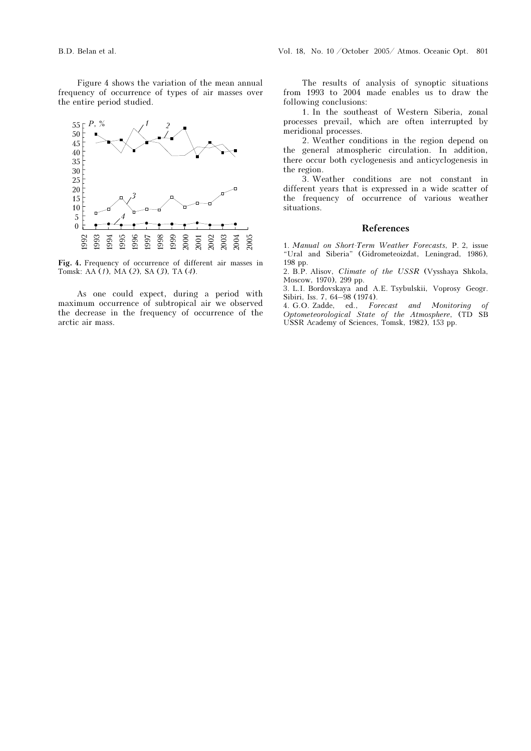Figure 4 shows the variation of the mean annual frequency of occurrence of types of air masses over the entire period studied.

P, %

55
50
45
40
35
30
25
20
15
10
5
0

1 2 3 4

1992 1993 1994 1995 1996 1997 1998 1999 2000 2001 2002 2003 2004 2005

**Fig. 4.** Frequency of occurrence of different air masses in Tomsk: AA (*1*), MA (*2*), SA (*3*), TA (*4*).

As one could expect, during a period with maximum occurrence of subtropical air we observed the decrease in the frequency of occurrence of the arctic air mass.

The results of analysis of synoptic situations from 1993 to 2004 made enables us to draw the following conclusions:

1. In the southeast of Western Siberia, zonal processes prevail, which are often interrupted by meridional processes.

2. Weather conditions in the region depend on the general atmospheric circulation. In addition, there occur both cyclogenesis and anticyclogenesis in the region.

3. Weather conditions are not constant in different years that is expressed in a wide scatter of the frequency of occurrence of various weather situations.

## References

1. *Manual on Short-Term Weather Forecasts*, P. 2, issue "Ural and Siberia" (Gidrometeoizdat, Leningrad, 1986), 198 pp.
2. B.P. Alisov, *Climate of the USSR* (Vysshaya Shkola, Moscow, 1970), 299 pp.
3. L.I. Bordovskaya and A.E. Tsybulskii, Voprosy Geogr. Sibiri, Iss. 7, 64–98 (1974).
4. G.O. Zadde, ed., *Forecast and Monitoring of Optometeorological State of the Atmosphere*, (TD SB USSR Academy of Sciences, Tomsk, 1982), 153 pp.